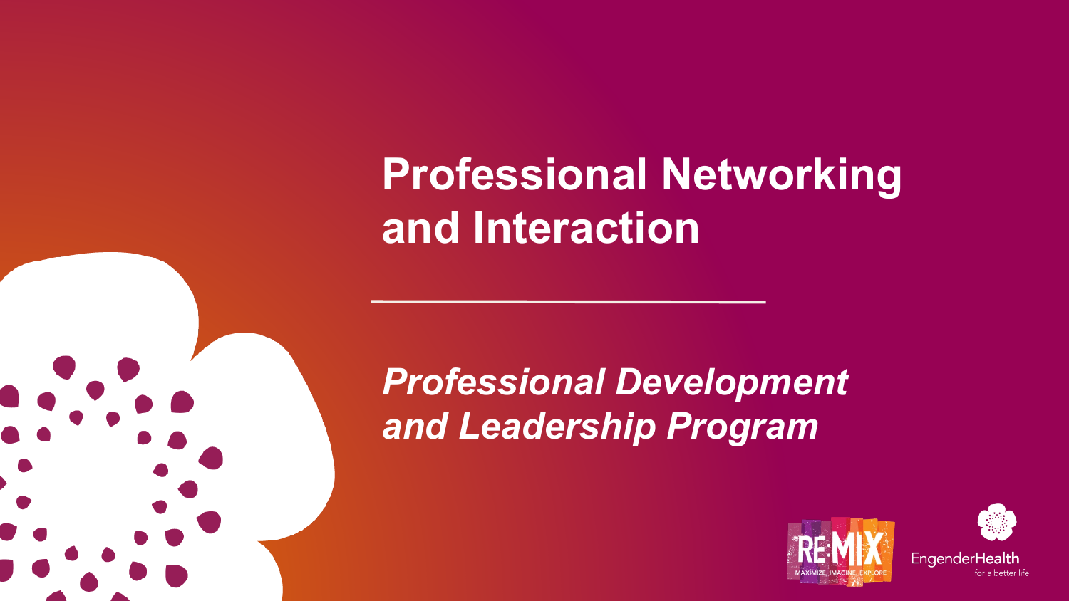# Professional Networking and Interaction

***Professional Development and Leadership Program***

RE:MIX
MAXIMIZE. IMAGINE. EXPLORE

EngenderHealth
for a better life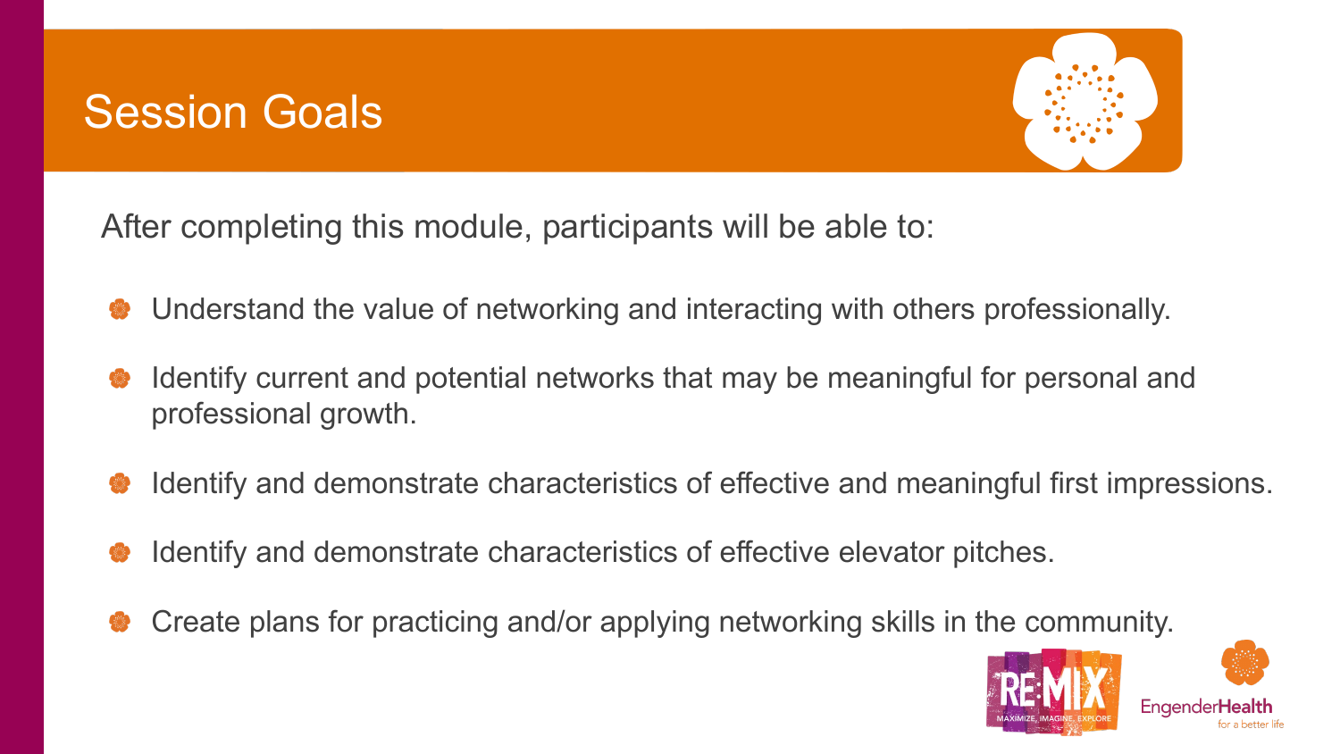# Session Goals

After completing this module, participants will be able to:

- Understand the value of networking and interacting with others professionally.
- Identify current and potential networks that may be meaningful for personal and professional growth.
- Identify and demonstrate characteristics of effective and meaningful first impressions.
- Identify and demonstrate characteristics of effective elevator pitches.
- Create plans for practicing and/or applying networking skills in the community.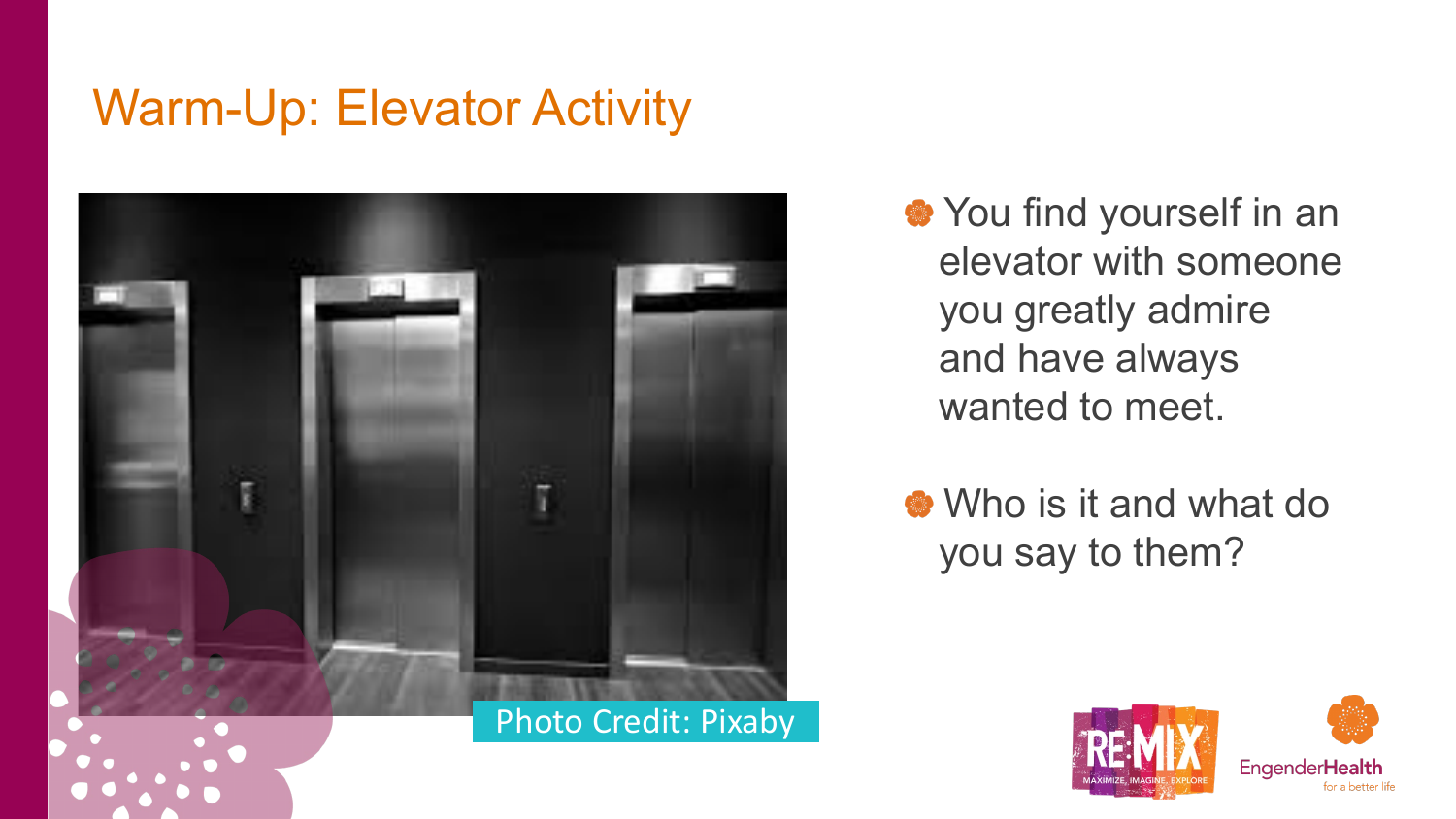# Warm-Up: Elevator Activity

Photo Credit: Pixaby

- You find yourself in an elevator with someone you greatly admire and have always wanted to meet.
- Who is it and what do you say to them?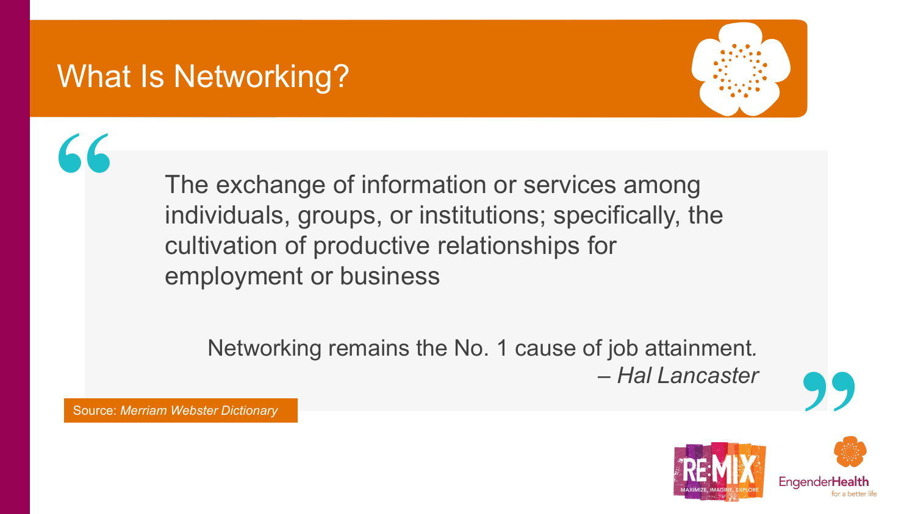# What Is Networking?

> The exchange of information or services among individuals, groups, or institutions; specifically, the cultivation of productive relationships for employment or business
>
> Networking remains the No. 1 cause of job attainment.
> – *Hal Lancaster*

Source: *Merriam Webster Dictionary*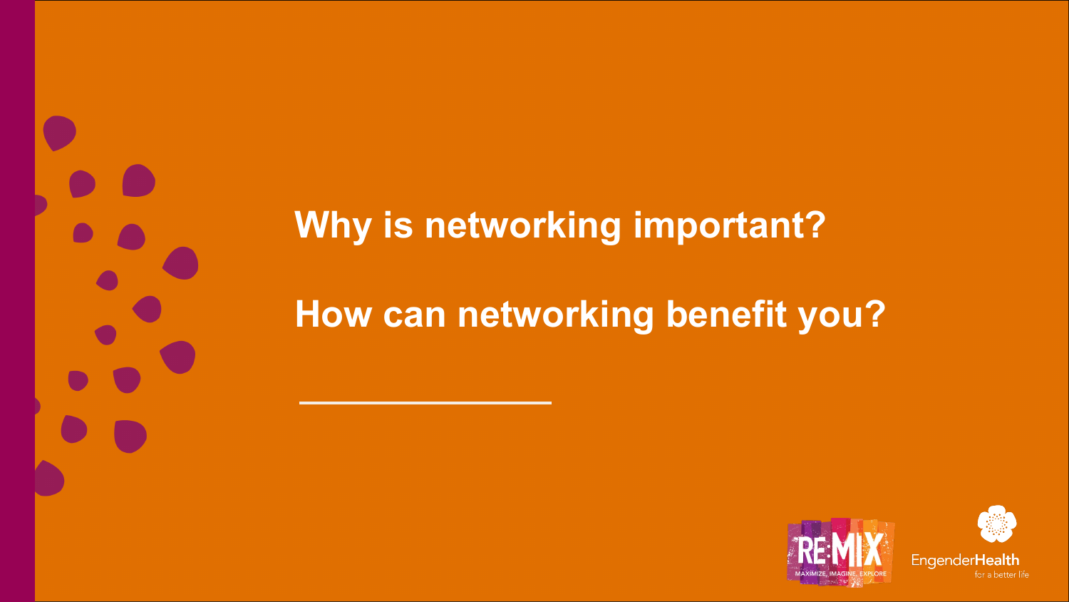## Why is networking important?

## How can networking benefit you?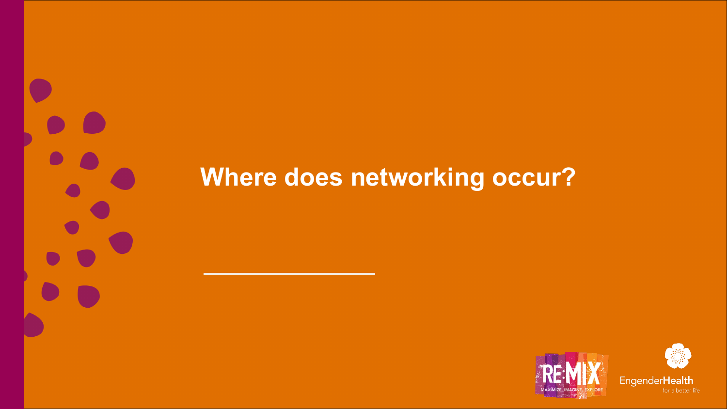# Where does networking occur?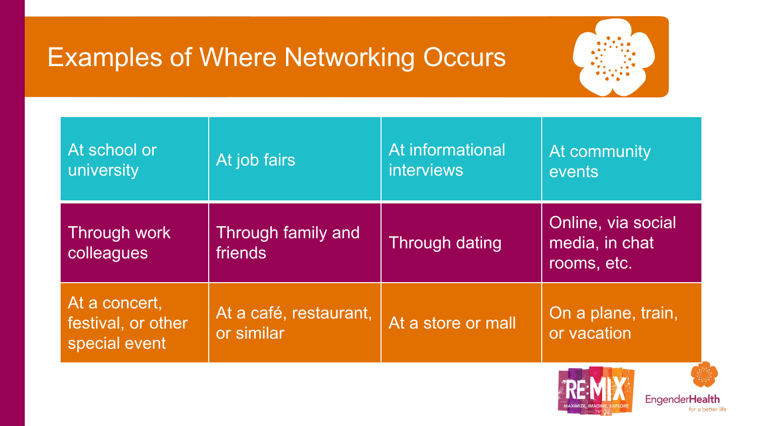# Examples of Where Networking Occurs

| | | | |
|---|---|---|---|
| At school or university | At job fairs | At informational interviews | At community events |
| Through work colleagues | Through family and friends | Through dating | Online, via social media, in chat rooms, etc. |
| At a concert, festival, or other special event | At a café, restaurant, or similar | At a store or mall | On a plane, train, or vacation |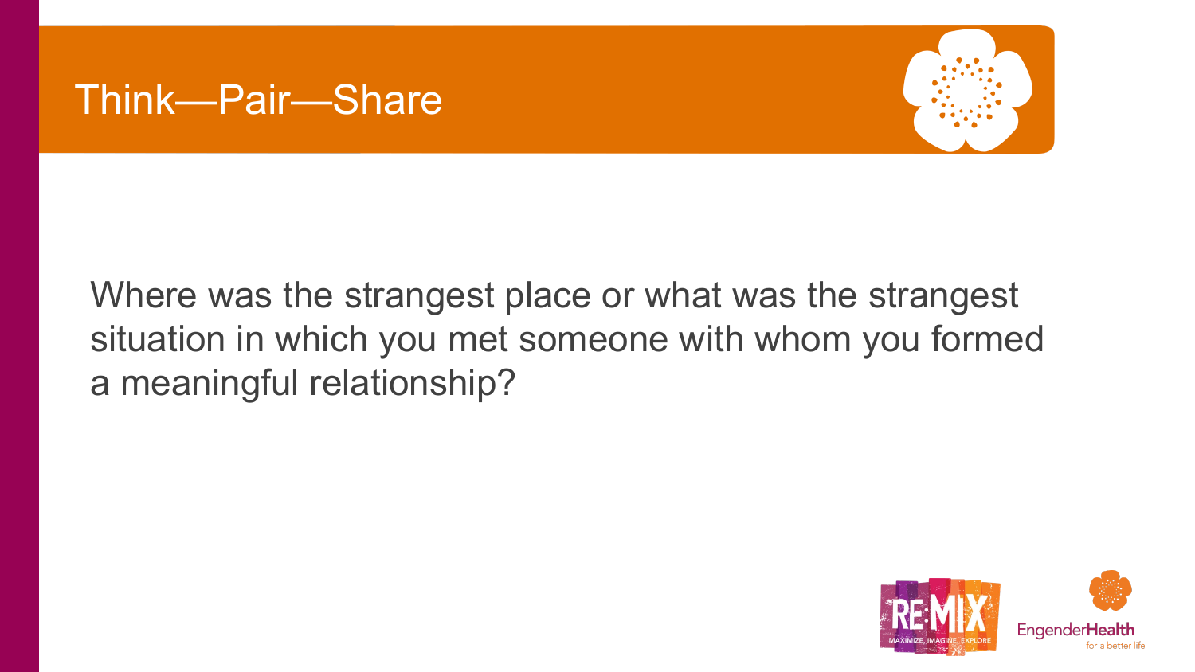# Think—Pair—Share

Where was the strangest place or what was the strangest situation in which you met someone with whom you formed a meaningful relationship?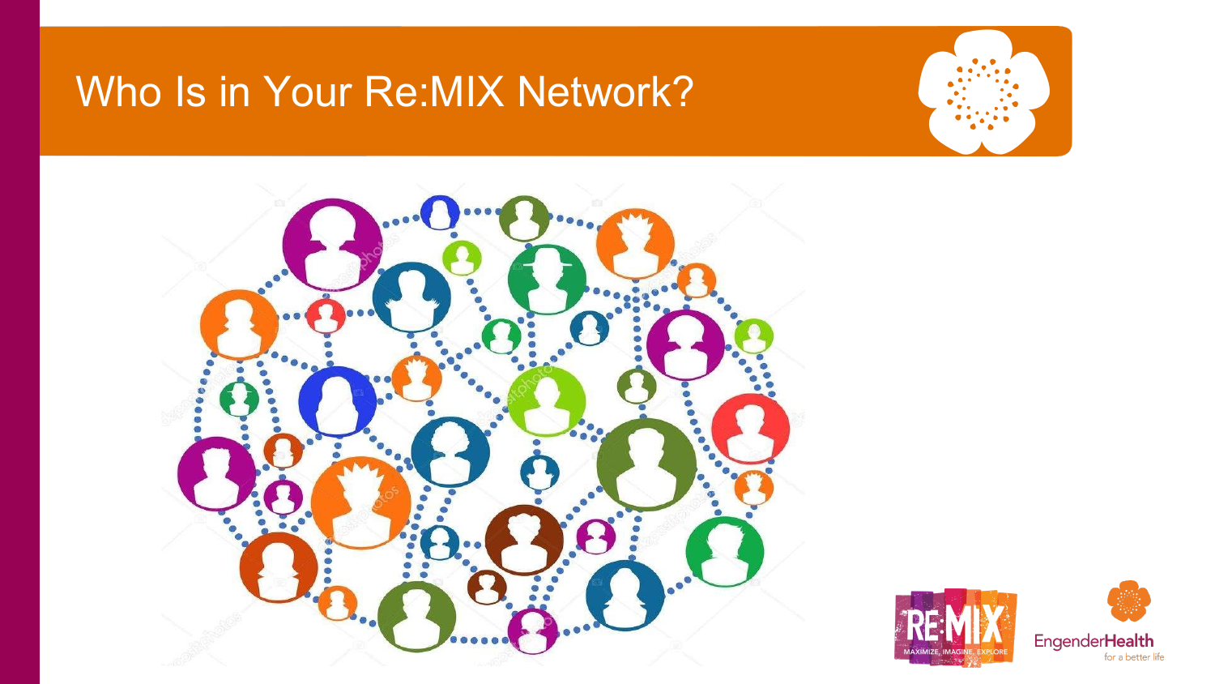# Who Is in Your Re:MIX Network?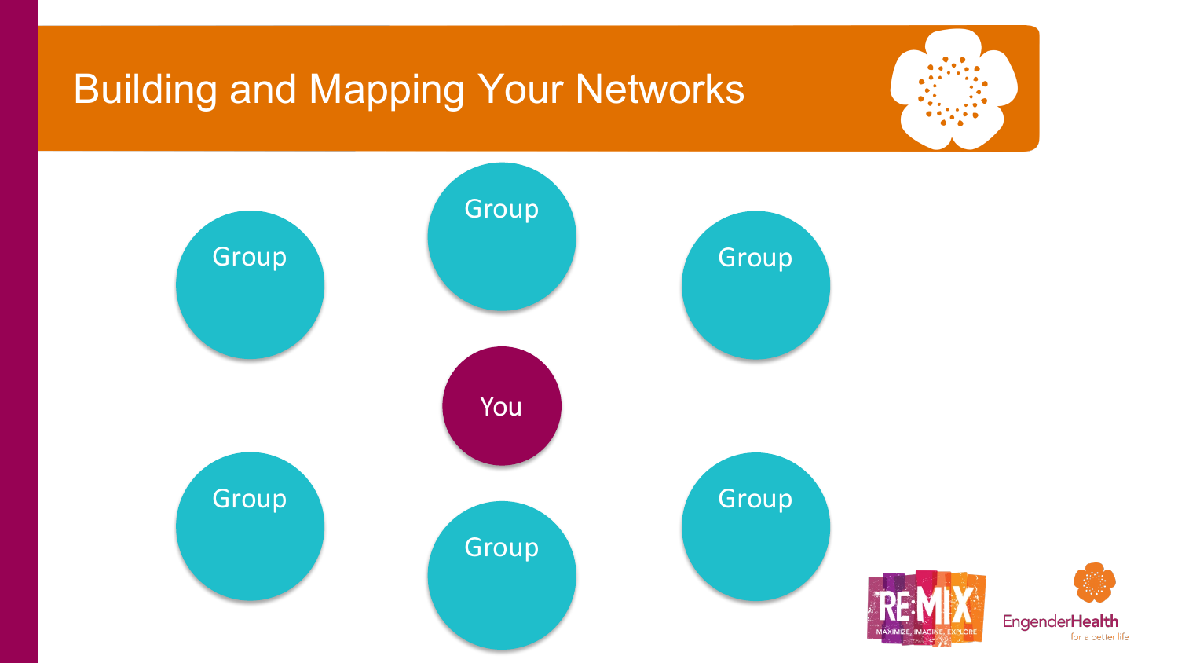# Building and Mapping Your Networks

Group

Group

Group

You

Group

Group

Group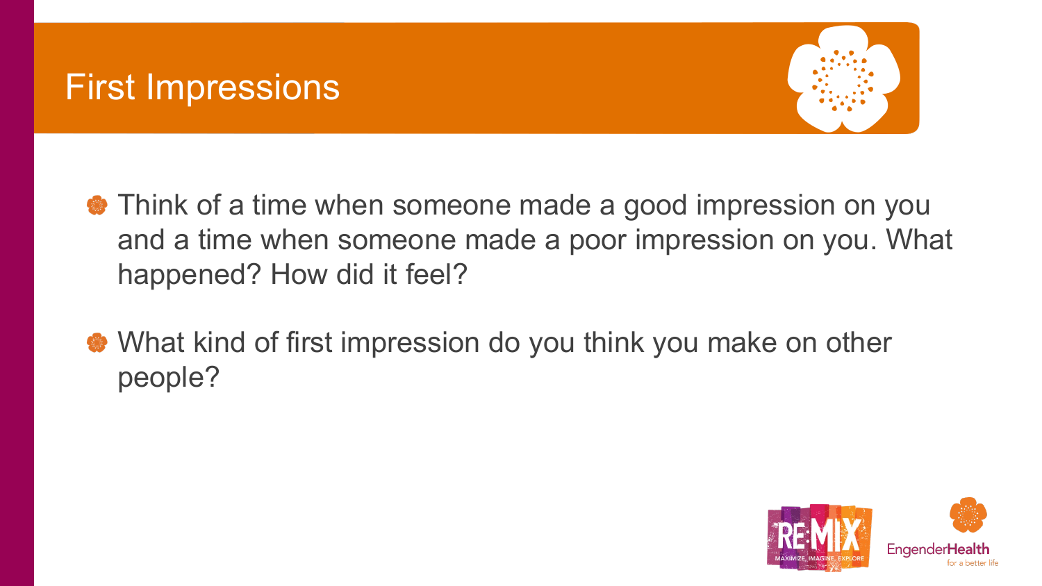# First Impressions

- Think of a time when someone made a good impression on you and a time when someone made a poor impression on you. What happened? How did it feel?
- What kind of first impression do you think you make on other people?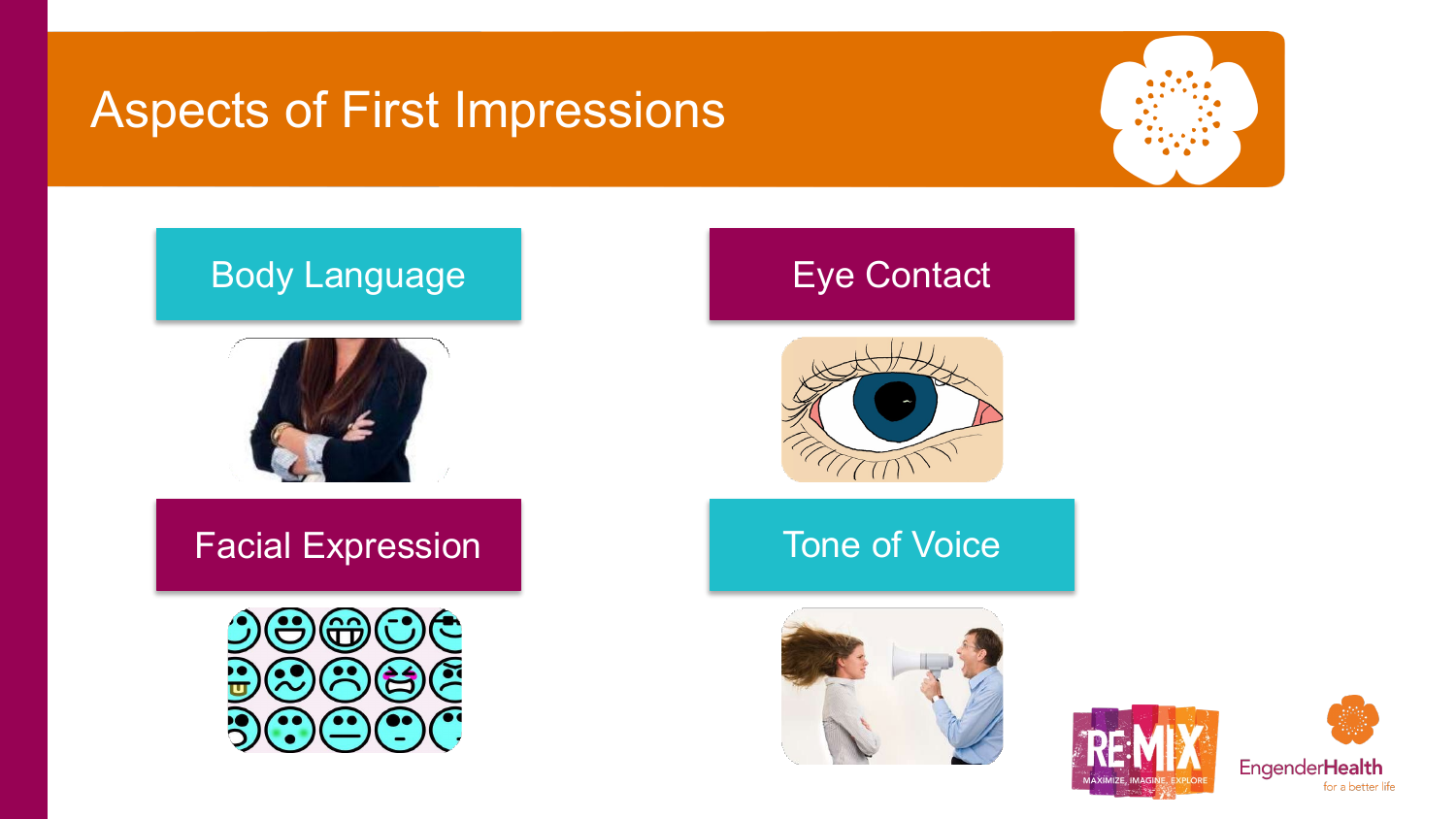# Aspects of First Impressions

- Body Language
- Eye Contact
- Facial Expression
- Tone of Voice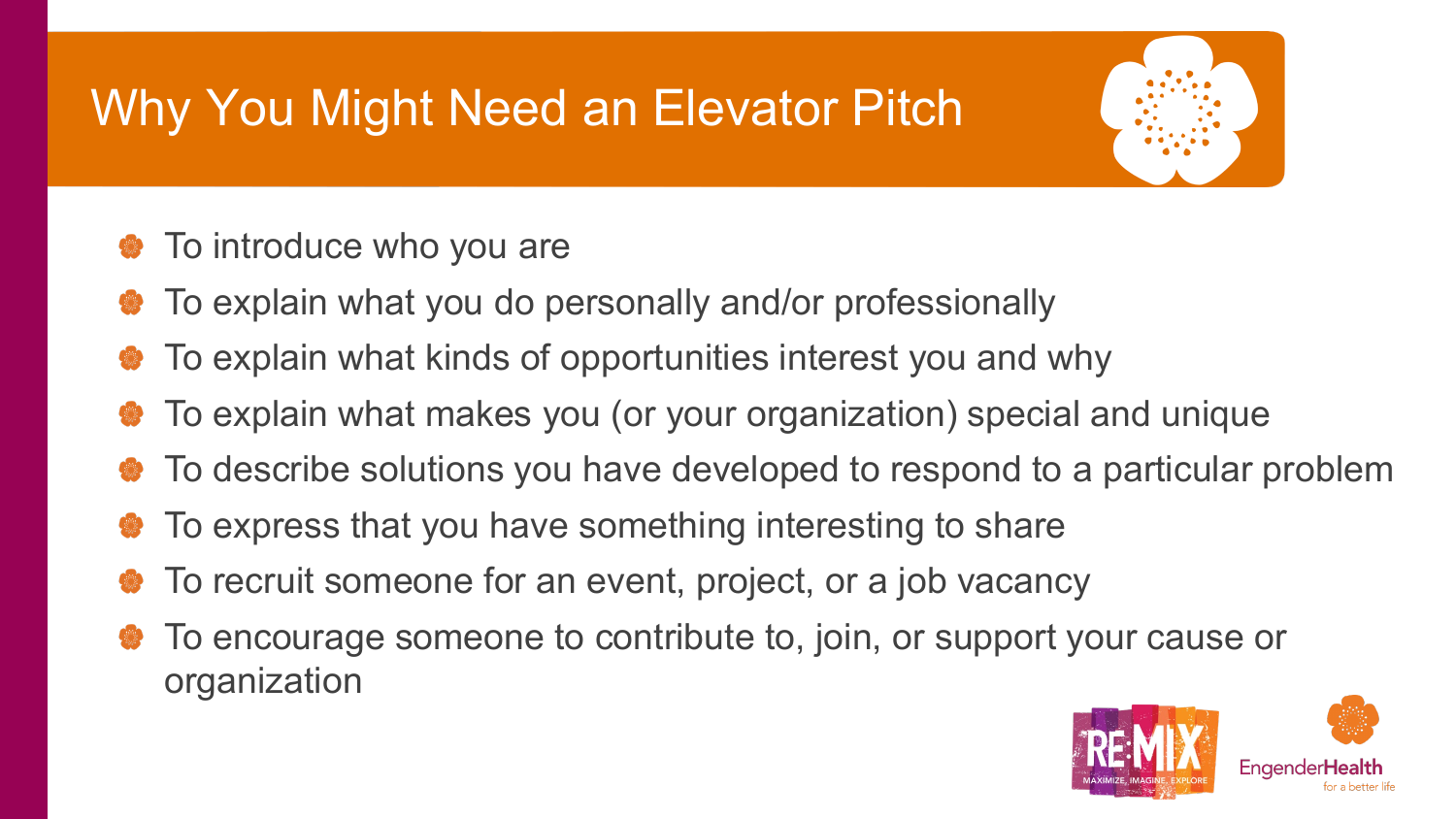# Why You Might Need an Elevator Pitch

- To introduce who you are
- To explain what you do personally and/or professionally
- To explain what kinds of opportunities interest you and why
- To explain what makes you (or your organization) special and unique
- To describe solutions you have developed to respond to a particular problem
- To express that you have something interesting to share
- To recruit someone for an event, project, or a job vacancy
- To encourage someone to contribute to, join, or support your cause or organization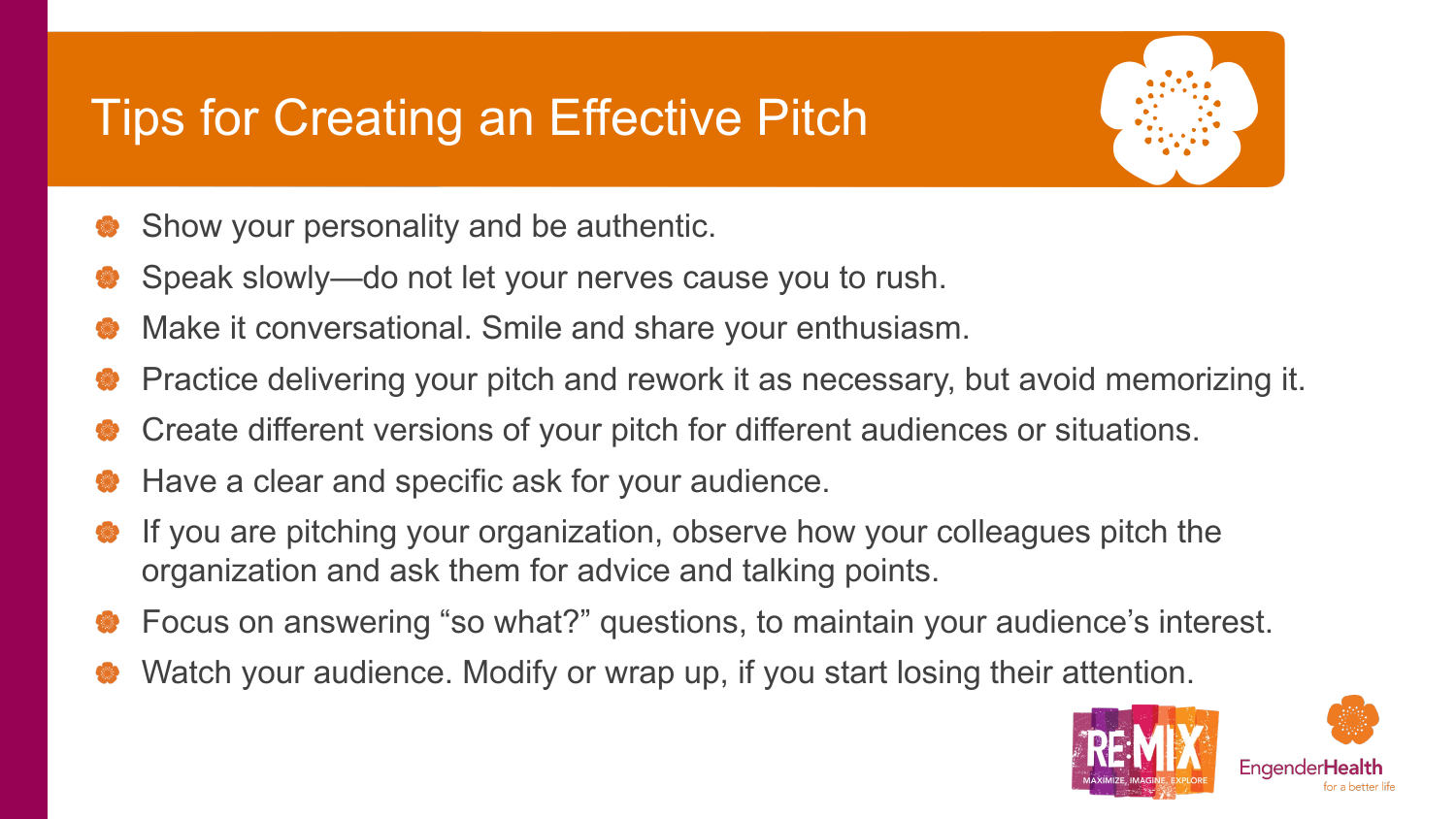# Tips for Creating an Effective Pitch

- Show your personality and be authentic.
- Speak slowly—do not let your nerves cause you to rush.
- Make it conversational. Smile and share your enthusiasm.
- Practice delivering your pitch and rework it as necessary, but avoid memorizing it.
- Create different versions of your pitch for different audiences or situations.
- Have a clear and specific ask for your audience.
- If you are pitching your organization, observe how your colleagues pitch the organization and ask them for advice and talking points.
- Focus on answering “so what?” questions, to maintain your audience’s interest.
- Watch your audience. Modify or wrap up, if you start losing their attention.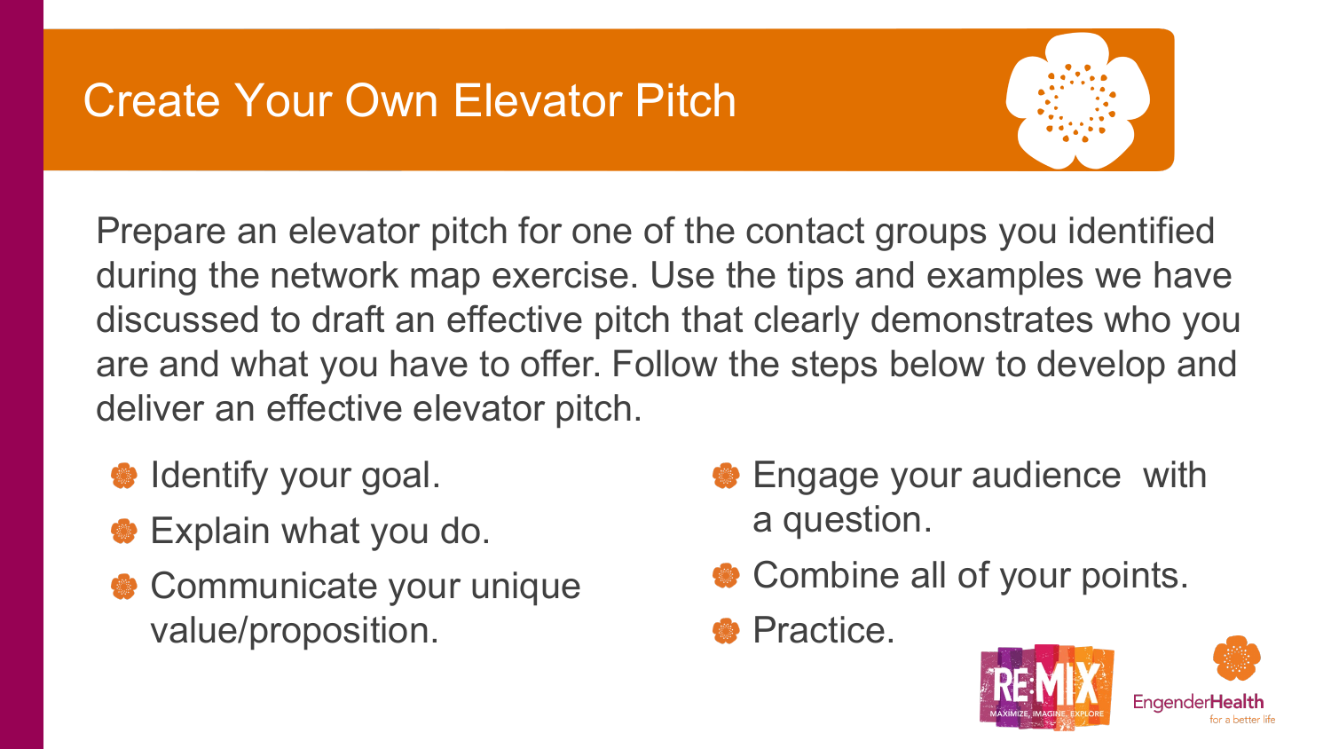# Create Your Own Elevator Pitch

Prepare an elevator pitch for one of the contact groups you identified during the network map exercise. Use the tips and examples we have discussed to draft an effective pitch that clearly demonstrates who you are and what you have to offer. Follow the steps below to develop and deliver an effective elevator pitch.

- Identify your goal.
- Explain what you do.
- Communicate your unique value/proposition.
- Engage your audience with a question.
- Combine all of your points.
- Practice.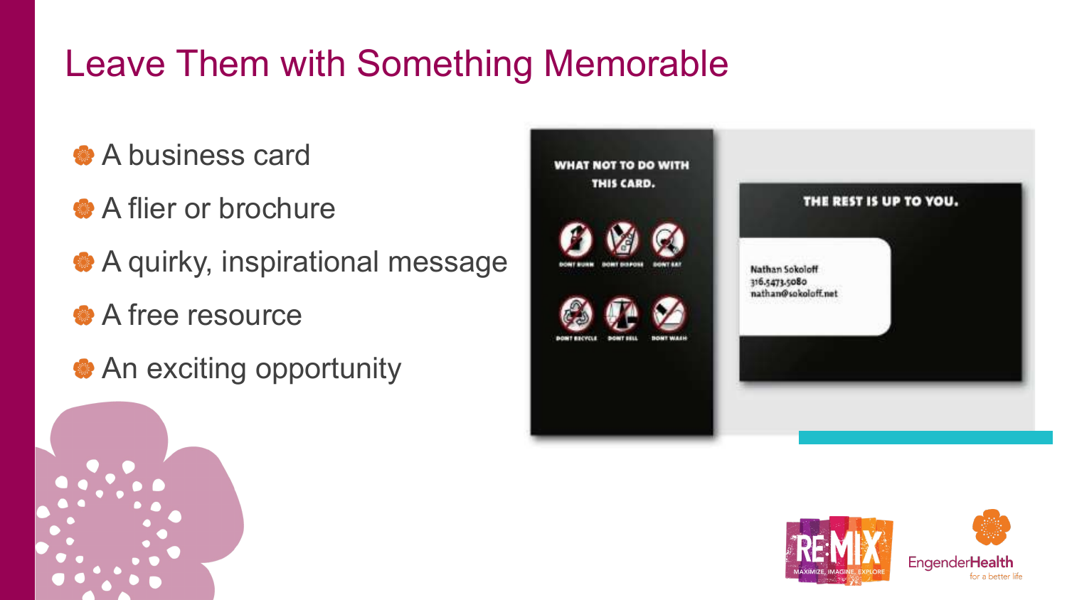# Leave Them with Something Memorable

- A business card
- A flier or brochure
- A quirky, inspirational message
- A free resource
- An exciting opportunity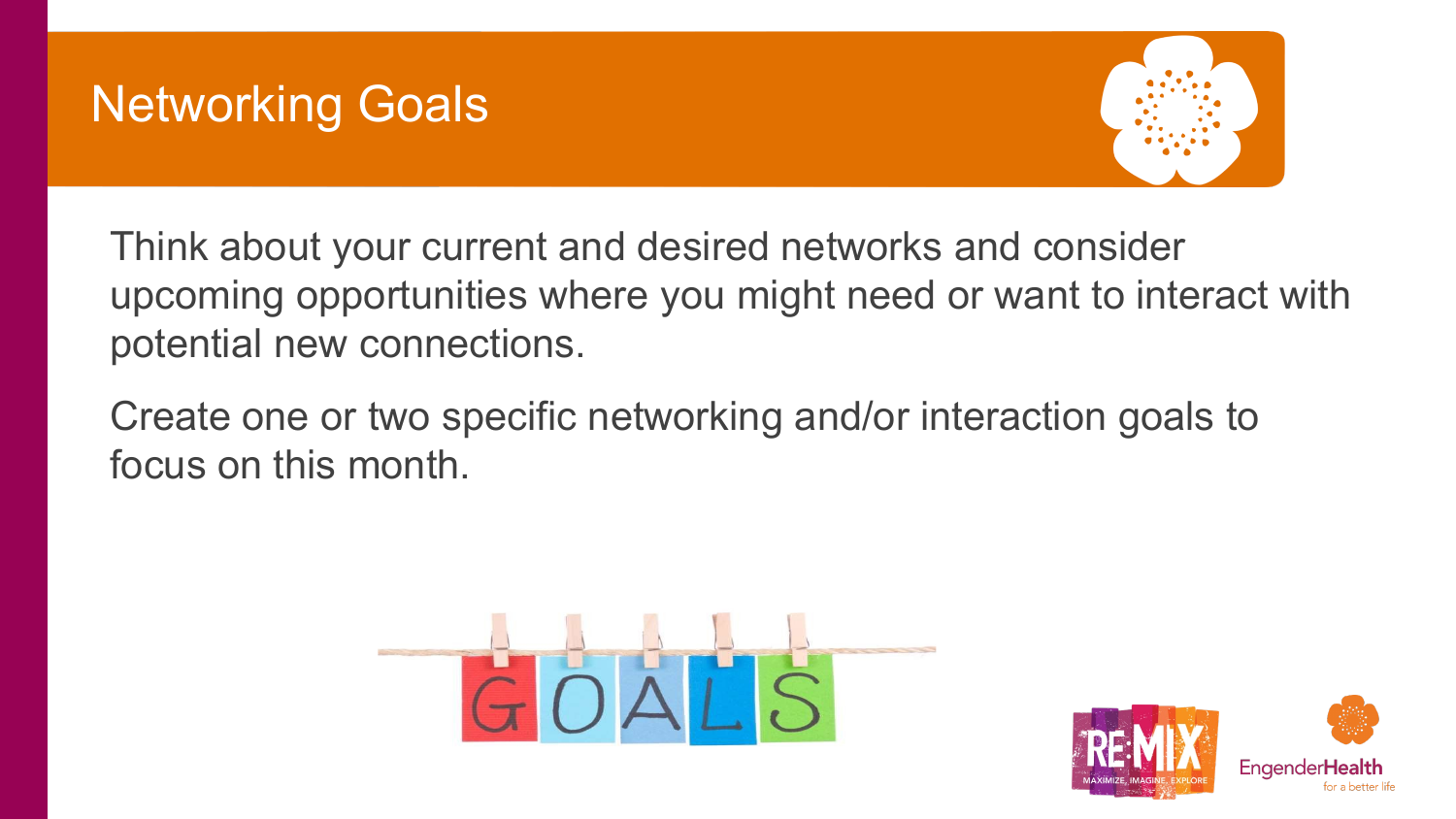# Networking Goals

Think about your current and desired networks and consider upcoming opportunities where you might need or want to interact with potential new connections.

Create one or two specific networking and/or interaction goals to focus on this month.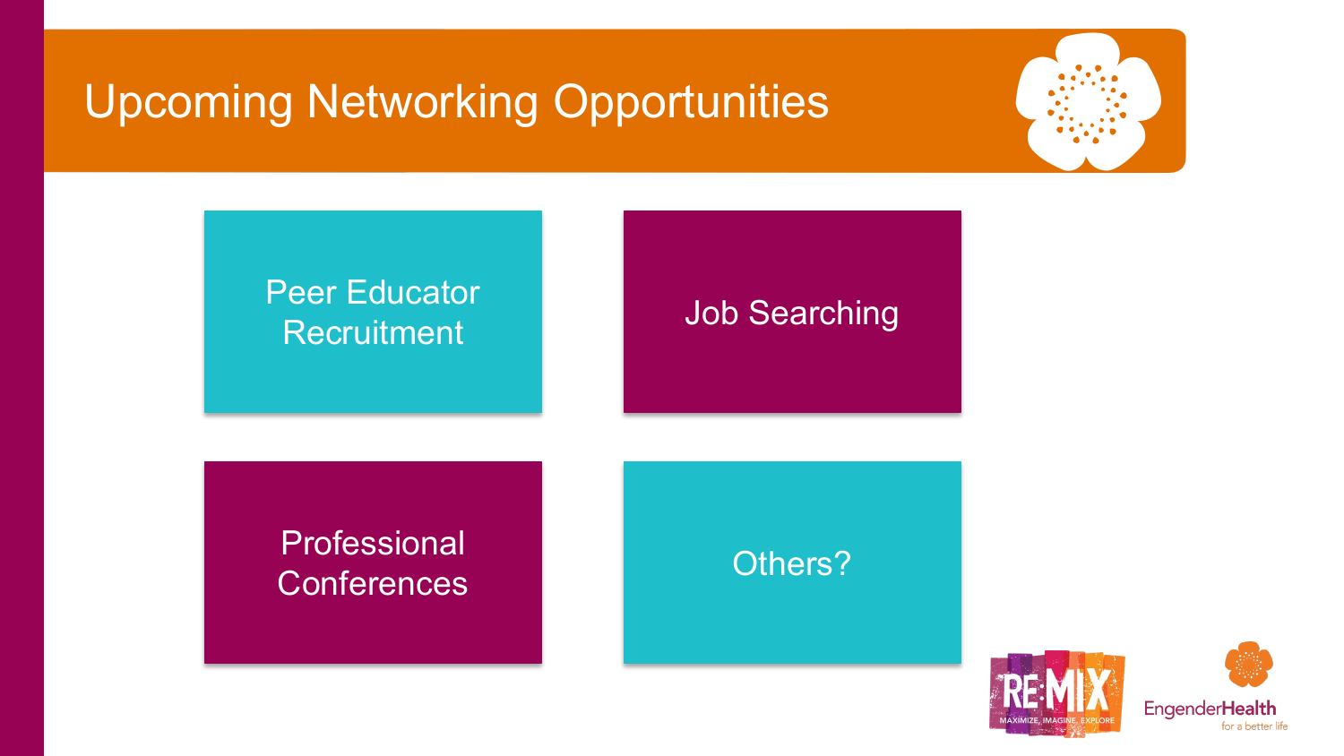# Upcoming Networking Opportunities

- Peer Educator Recruitment
- Job Searching
- Professional Conferences
- Others?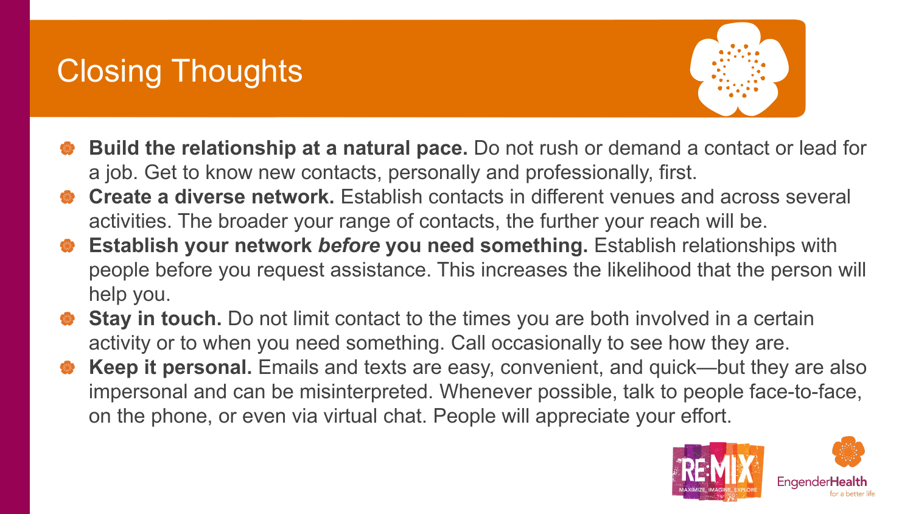# Closing Thoughts

- **Build the relationship at a natural pace.** Do not rush or demand a contact or lead for a job. Get to know new contacts, personally and professionally, first.
- **Create a diverse network.** Establish contacts in different venues and across several activities. The broader your range of contacts, the further your reach will be.
- **Establish your network *before* you need something.** Establish relationships with people before you request assistance. This increases the likelihood that the person will help you.
- **Stay in touch.** Do not limit contact to the times you are both involved in a certain activity or to when you need something. Call occasionally to see how they are.
- **Keep it personal.** Emails and texts are easy, convenient, and quick—but they are also impersonal and can be misinterpreted. Whenever possible, talk to people face-to-face, on the phone, or even via virtual chat. People will appreciate your effort.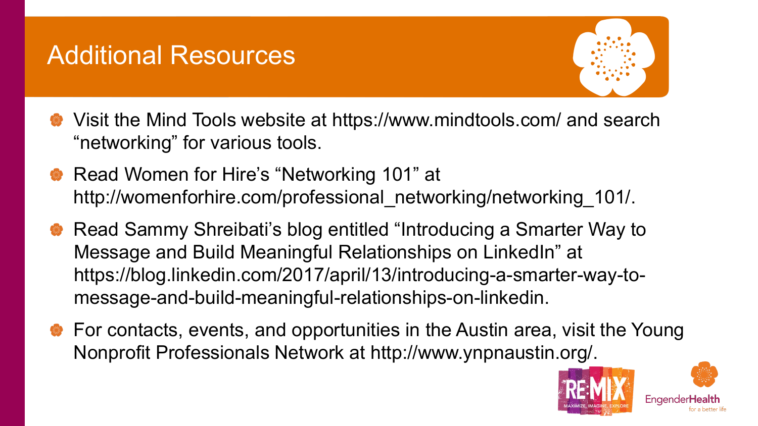# Additional Resources

- Visit the Mind Tools website at https://www.mindtools.com/ and search "networking" for various tools.
- Read Women for Hire's "Networking 101" at http://womenforhire.com/professional_networking/networking_101/.
- Read Sammy Shreibati's blog entitled "Introducing a Smarter Way to Message and Build Meaningful Relationships on LinkedIn" at https://blog.linkedin.com/2017/april/13/introducing-a-smarter-way-to-message-and-build-meaningful-relationships-on-linkedin.
- For contacts, events, and opportunities in the Austin area, visit the Young Nonprofit Professionals Network at http://www.ynpnaustin.org/.